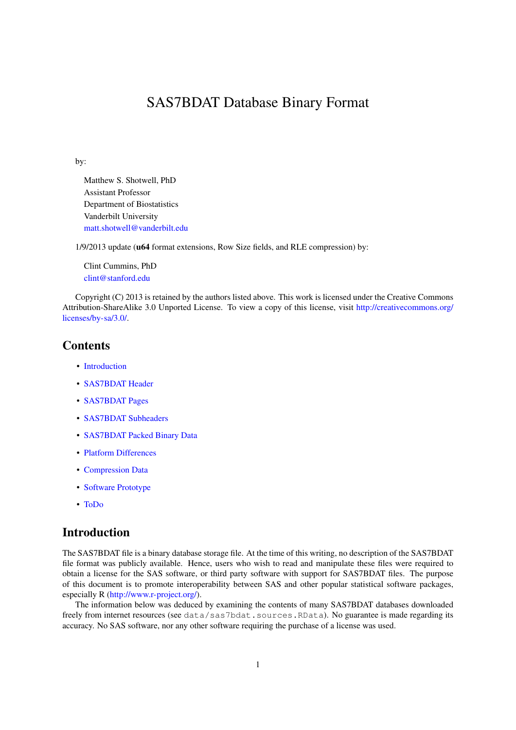# SAS7BDAT Database Binary Format

by:

Matthew S. Shotwell, PhD
Assistant Professor
Department of Biostatistics
Vanderbilt University
matt.shotwell@vanderbilt.edu

1/9/2013 update (**u64** format extensions, Row Size fields, and RLE compression) by:

Clint Cummins, PhD
clint@stanford.edu

Copyright (C) 2013 is retained by the authors listed above. This work is licensed under the Creative Commons Attribution-ShareAlike 3.0 Unported License. To view a copy of this license, visit http://creativecommons.org/licenses/by-sa/3.0/.

## Contents

- Introduction
- SAS7BDAT Header
- SAS7BDAT Pages
- SAS7BDAT Subheaders
- SAS7BDAT Packed Binary Data
- Platform Differences
- Compression Data
- Software Prototype
- ToDo

## Introduction

The SAS7BDAT file is a binary database storage file. At the time of this writing, no description of the SAS7BDAT file format was publicly available. Hence, users who wish to read and manipulate these files were required to obtain a license for the SAS software, or third party software with support for SAS7BDAT files. The purpose of this document is to promote interoperability between SAS and other popular statistical software packages, especially R (http://www.r-project.org/).

The information below was deduced by examining the contents of many SAS7BDAT databases downloaded freely from internet resources (see `data/sas7bdat.sources.RData`). No guarantee is made regarding its accuracy. No SAS software, nor any other software requiring the purchase of a license was used.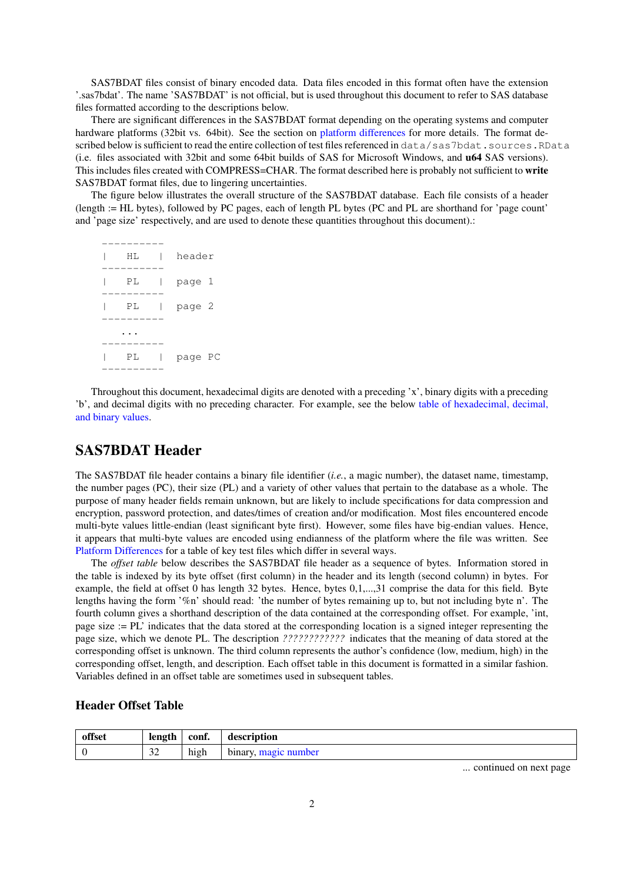SAS7BDAT files consist of binary encoded data. Data files encoded in this format often have the extension '.sas7bdat'. The name 'SAS7BDAT' is not official, but is used throughout this document to refer to SAS database files formatted according to the descriptions below.

There are significant differences in the SAS7BDAT format depending on the operating systems and computer hardware platforms (32bit vs. 64bit). See the section on platform differences for more details. The format described below is sufficient to read the entire collection of test files referenced in `data/sas7bdat.sources.RData` (i.e. files associated with 32bit and some 64bit builds of SAS for Microsoft Windows, and **u64** SAS versions). This includes files created with COMPRESS=CHAR. The format described here is probably not sufficient to **write** SAS7BDAT format files, due to lingering uncertainties.

The figure below illustrates the overall structure of the SAS7BDAT database. Each file consists of a header (length := HL bytes), followed by PC pages, each of length PL bytes (PC and PL are shorthand for 'page count' and 'page size' respectively, and are used to denote these quantities throughout this document).:

```
----------
|   HL   |   header
----------
|   PL   |   page 1
----------
|   PL   |   page 2
----------
    ...
----------
|   PL   |   page PC
----------
```

Throughout this document, hexadecimal digits are denoted with a preceding 'x', binary digits with a preceding 'b', and decimal digits with no preceding character. For example, see the below table of hexadecimal, decimal, and binary values.

## SAS7BDAT Header

The SAS7BDAT file header contains a binary file identifier (*i.e.*, a magic number), the dataset name, timestamp, the number pages (PC), their size (PL) and a variety of other values that pertain to the database as a whole. The purpose of many header fields remain unknown, but are likely to include specifications for data compression and encryption, password protection, and dates/times of creation and/or modification. Most files encountered encode multi-byte values little-endian (least significant byte first). However, some files have big-endian values. Hence, it appears that multi-byte values are encoded using endianness of the platform where the file was written. See Platform Differences for a table of key test files which differ in several ways.

The *offset table* below describes the SAS7BDAT file header as a sequence of bytes. Information stored in the table is indexed by its byte offset (first column) in the header and its length (second column) in bytes. For example, the field at offset 0 has length 32 bytes. Hence, bytes 0,1,...,31 comprise the data for this field. Byte lengths having the form '%n' should read: 'the number of bytes remaining up to, but not including byte n'. The fourth column gives a shorthand description of the data contained at the corresponding offset. For example, 'int, page size := PL' indicates that the data stored at the corresponding location is a signed integer representing the page size, which we denote PL. The description *????????????* indicates that the meaning of data stored at the corresponding offset is unknown. The third column represents the author's confidence (low, medium, high) in the corresponding offset, length, and description. Each offset table in this document is formatted in a similar fashion. Variables defined in an offset table are sometimes used in subsequent tables.

### Header Offset Table

| offset | length | conf. | description |
|---|---|---|---|
| 0 | 32 | high | binary, magic number |

... continued on next page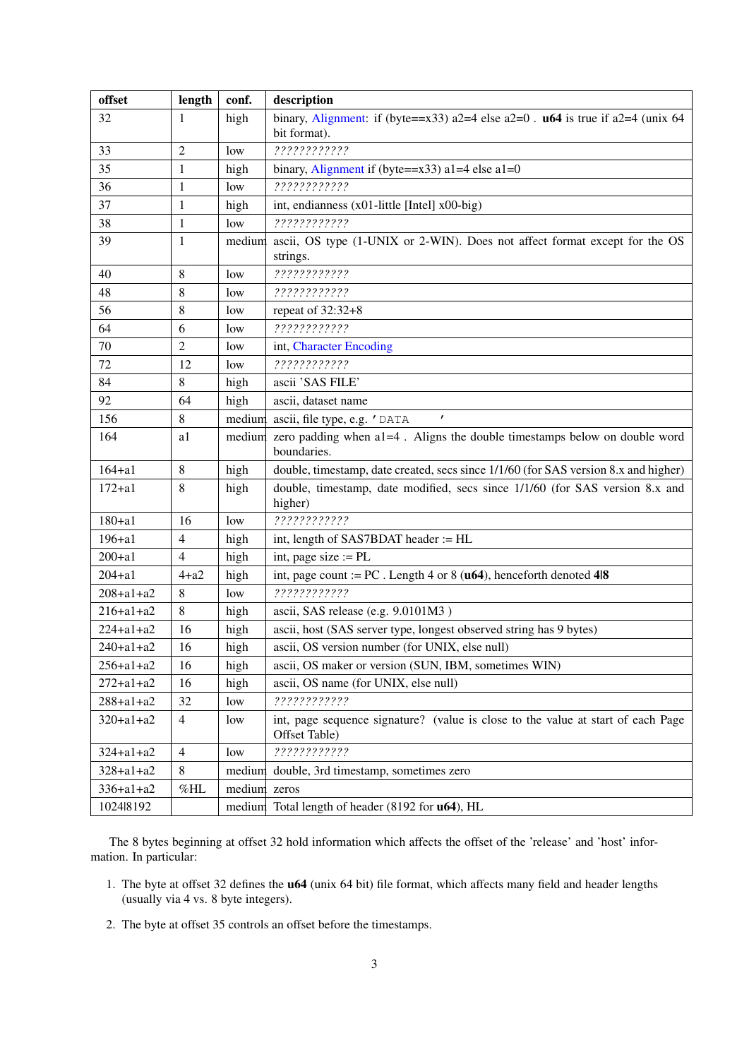| offset | length | conf. | description |
|---|---|---|---|
| 32 | 1 | high | binary, Alignment: if (byte==x33) a2=4 else a2=0 . **u64** is true if a2=4 (unix 64 bit format). |
| 33 | 2 | low | *????????????* |
| 35 | 1 | high | binary, Alignment if (byte==x33) a1=4 else a1=0 |
| 36 | 1 | low | *????????????* |
| 37 | 1 | high | int, endianness (x01-little [Intel] x00-big) |
| 38 | 1 | low | *????????????* |
| 39 | 1 | medium | ascii, OS type (1-UNIX or 2-WIN). Does not affect format except for the OS strings. |
| 40 | 8 | low | *????????????* |
| 48 | 8 | low | *????????????* |
| 56 | 8 | low | repeat of 32:32+8 |
| 64 | 6 | low | *????????????* |
| 70 | 2 | low | int, Character Encoding |
| 72 | 12 | low | *????????????* |
| 84 | 8 | high | ascii 'SAS FILE' |
| 92 | 64 | high | ascii, dataset name |
| 156 | 8 | medium | ascii, file type, e.g. `'DATA    '` |
| 164 | a1 | medium | zero padding when a1=4 . Aligns the double timestamps below on double word boundaries. |
| 164+a1 | 8 | high | double, timestamp, date created, secs since 1/1/60 (for SAS version 8.x and higher) |
| 172+a1 | 8 | high | double, timestamp, date modified, secs since 1/1/60 (for SAS version 8.x and higher) |
| 180+a1 | 16 | low | *????????????* |
| 196+a1 | 4 | high | int, length of SAS7BDAT header := HL |
| 200+a1 | 4 | high | int, page size := PL |
| 204+a1 | 4+a2 | high | int, page count := PC . Length 4 or 8 (**u64**), henceforth denoted **4\|8** |
| 208+a1+a2 | 8 | low | *????????????* |
| 216+a1+a2 | 8 | high | ascii, SAS release (e.g. 9.0101M3 ) |
| 224+a1+a2 | 16 | high | ascii, host (SAS server type, longest observed string has 9 bytes) |
| 240+a1+a2 | 16 | high | ascii, OS version number (for UNIX, else null) |
| 256+a1+a2 | 16 | high | ascii, OS maker or version (SUN, IBM, sometimes WIN) |
| 272+a1+a2 | 16 | high | ascii, OS name (for UNIX, else null) |
| 288+a1+a2 | 32 | low | *????????????* |
| 320+a1+a2 | 4 | low | int, page sequence signature? (value is close to the value at start of each Page Offset Table) |
| 324+a1+a2 | 4 | low | *????????????* |
| 328+a1+a2 | 8 | medium | double, 3rd timestamp, sometimes zero |
| 336+a1+a2 | %HL | medium | zeros |
| 1024\|8192 | | medium | Total length of header (8192 for **u64**), HL |

The 8 bytes beginning at offset 32 hold information which affects the offset of the 'release' and 'host' information. In particular:

1. The byte at offset 32 defines the **u64** (unix 64 bit) file format, which affects many field and header lengths (usually via 4 vs. 8 byte integers).
2. The byte at offset 35 controls an offset before the timestamps.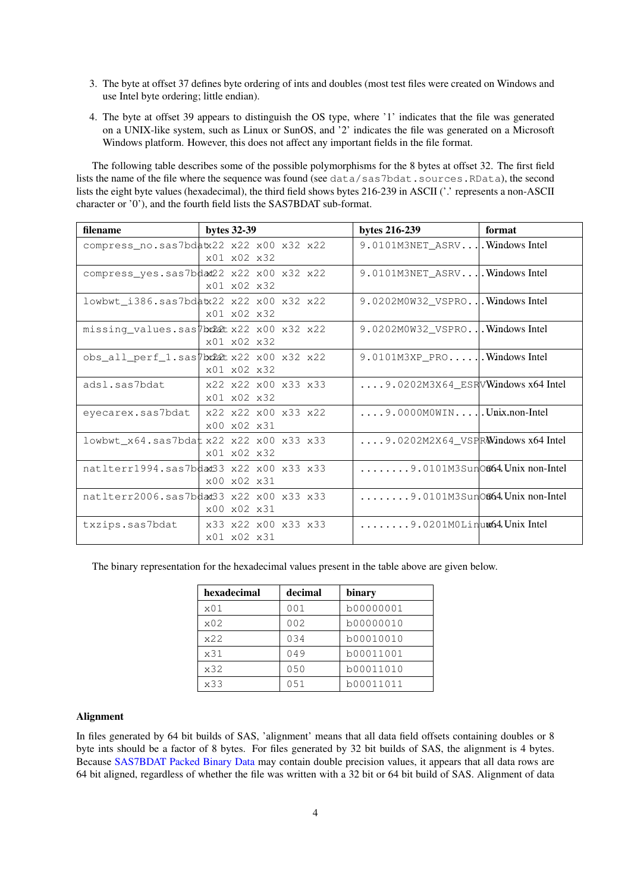3. The byte at offset 37 defines byte ordering of ints and doubles (most test files were created on Windows and use Intel byte ordering; little endian).

4. The byte at offset 39 appears to distinguish the OS type, where '1' indicates that the file was generated on a UNIX-like system, such as Linux or SunOS, and '2' indicates the file was generated on a Microsoft Windows platform. However, this does not affect any important fields in the file format.

The following table describes some of the possible polymorphisms for the 8 bytes at offset 32. The first field lists the name of the file where the sequence was found (see `data/sas7bdat.sources.RData`), the second lists the eight byte values (hexadecimal), the third field shows bytes 216-239 in ASCII ('.' represents a non-ASCII character or '0'), and the fourth field lists the SAS7BDAT sub-format.

| filename | bytes 32-39 | bytes 216-239 | format |
|---|---|---|---|
| compress_no.sas7bdat | x22 x22 x00 x32 x22 x01 x02 x32 | 9.0101M3NET_ASRV.... | Windows Intel |
| compress_yes.sas7bdat | x22 x22 x00 x32 x22 x01 x02 x32 | 9.0101M3NET_ASRV.... | Windows Intel |
| lowbwt_i386.sas7bdat | x22 x22 x00 x32 x22 x01 x02 x32 | 9.0202M0W32_VSPRO... | Windows Intel |
| missing_values.sas7bdat | x22 x22 x00 x32 x22 x01 x02 x32 | 9.0202M0W32_VSPRO... | Windows Intel |
| obs_all_perf_1.sas7bdat | x22 x22 x00 x32 x22 x01 x02 x32 | 9.0101M3XP_PRO...... | Windows Intel |
| adsl.sas7bdat | x22 x22 x00 x33 x33 x01 x02 x32 | ....9.0202M3X64_ESRV | Windows x64 Intel |
| eyecarex.sas7bdat | x22 x22 x00 x33 x22 x00 x02 x31 | ....9.0000M0WIN..... | Unix non-Intel |
| lowbwt_x64.sas7bdat | x22 x22 x00 x33 x33 x01 x02 x32 | ....9.0202M2X64_VSPR | Windows x64 Intel |
| natlterr1994.sas7bdat | x33 x22 x00 x33 x33 x00 x02 x31 | ........9.0101M3SunOS | u64 Unix non-Intel |
| natlterr2006.sas7bdat | x33 x22 x00 x33 x33 x00 x02 x31 | ........9.0101M3SunOS | u64 Unix non-Intel |
| txzips.sas7bdat | x33 x22 x00 x33 x33 x01 x02 x31 | ........9.0201M0Linux | x64 Unix Intel |

The binary representation for the hexadecimal values present in the table above are given below.

| hexadecimal | decimal | binary |
|---|---|---|
| x01 | 001 | b00000001 |
| x02 | 002 | b00000010 |
| x22 | 034 | b00010010 |
| x31 | 049 | b00011001 |
| x32 | 050 | b00011010 |
| x33 | 051 | b00011011 |

**Alignment**

In files generated by 64 bit builds of SAS, 'alignment' means that all data field offsets containing doubles or 8 byte ints should be a factor of 8 bytes. For files generated by 32 bit builds of SAS, the alignment is 4 bytes. Because SAS7BDAT Packed Binary Data may contain double precision values, it appears that all data rows are 64 bit aligned, regardless of whether the file was written with a 32 bit or 64 bit build of SAS. Alignment of data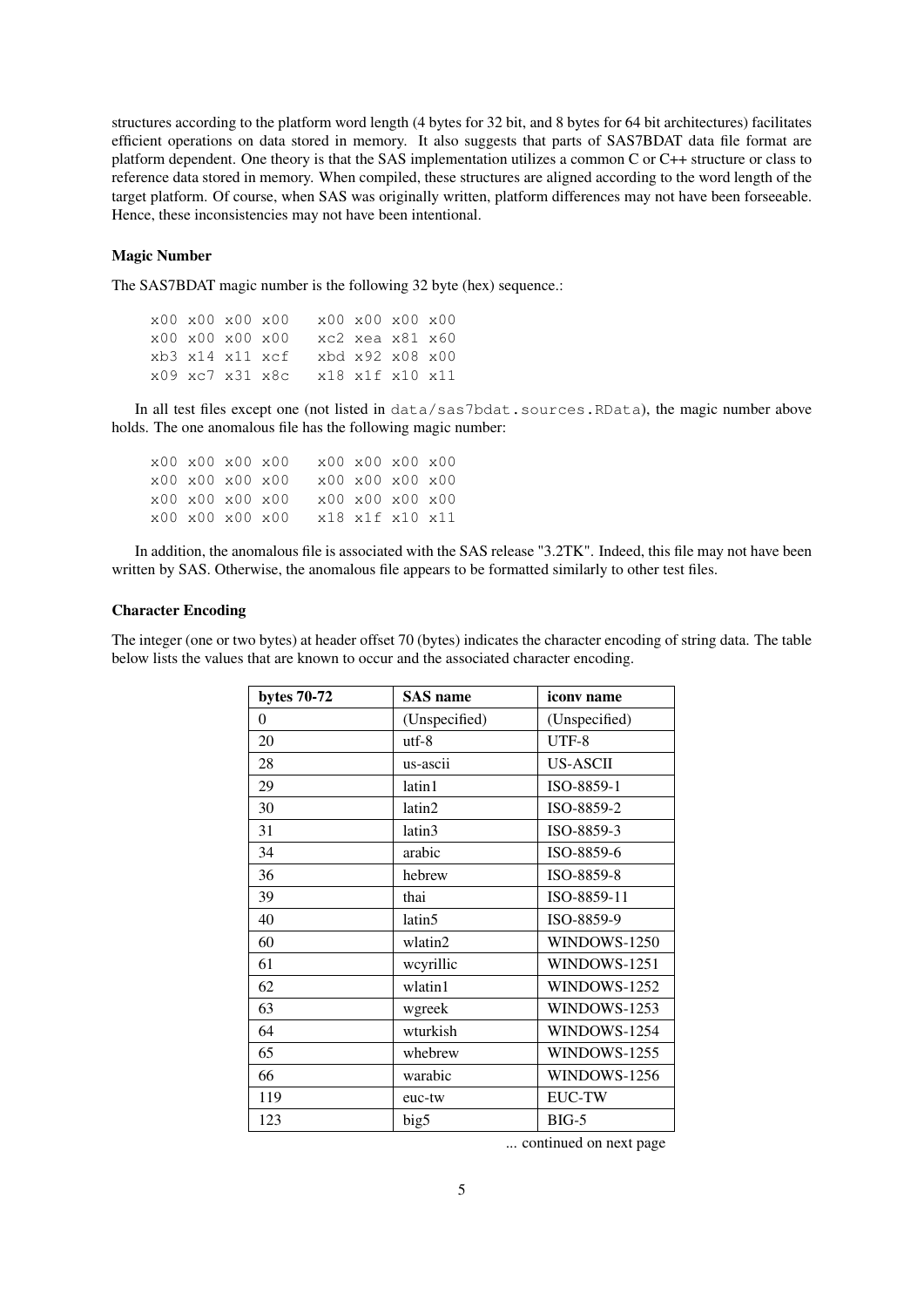structures according to the platform word length (4 bytes for 32 bit, and 8 bytes for 64 bit architectures) facilitates efficient operations on data stored in memory. It also suggests that parts of SAS7BDAT data file format are platform dependent. One theory is that the SAS implementation utilizes a common C or C++ structure or class to reference data stored in memory. When compiled, these structures are aligned according to the word length of the target platform. Of course, when SAS was originally written, platform differences may not have been forseeable. Hence, these inconsistencies may not have been intentional.

### Magic Number

The SAS7BDAT magic number is the following 32 byte (hex) sequence.:

```
x00 x00 x00 x00   x00 x00 x00 x00
x00 x00 x00 x00   xc2 xea x81 x60
xb3 x14 x11 xcf   xbd x92 x08 x00
x09 xc7 x31 x8c   x18 x1f x10 x11
```

In all test files except one (not listed in `data/sas7bdat.sources.RData`), the magic number above holds. The one anomalous file has the following magic number:

```
x00 x00 x00 x00   x00 x00 x00 x00
x00 x00 x00 x00   x00 x00 x00 x00
x00 x00 x00 x00   x00 x00 x00 x00
x00 x00 x00 x00   x18 x1f x10 x11
```

In addition, the anomalous file is associated with the SAS release "3.2TK". Indeed, this file may not have been written by SAS. Otherwise, the anomalous file appears to be formatted similarly to other test files.

### Character Encoding

The integer (one or two bytes) at header offset 70 (bytes) indicates the character encoding of string data. The table below lists the values that are known to occur and the associated character encoding.

| bytes 70-72 | SAS name | iconv name |
|---|---|---|
| 0 | (Unspecified) | (Unspecified) |
| 20 | utf-8 | UTF-8 |
| 28 | us-ascii | US-ASCII |
| 29 | latin1 | ISO-8859-1 |
| 30 | latin2 | ISO-8859-2 |
| 31 | latin3 | ISO-8859-3 |
| 34 | arabic | ISO-8859-6 |
| 36 | hebrew | ISO-8859-8 |
| 39 | thai | ISO-8859-11 |
| 40 | latin5 | ISO-8859-9 |
| 60 | wlatin2 | WINDOWS-1250 |
| 61 | wcyrillic | WINDOWS-1251 |
| 62 | wlatin1 | WINDOWS-1252 |
| 63 | wgreek | WINDOWS-1253 |
| 64 | wturkish | WINDOWS-1254 |
| 65 | whebrew | WINDOWS-1255 |
| 66 | warabic | WINDOWS-1256 |
| 119 | euc-tw | EUC-TW |
| 123 | big5 | BIG-5 |

... continued on next page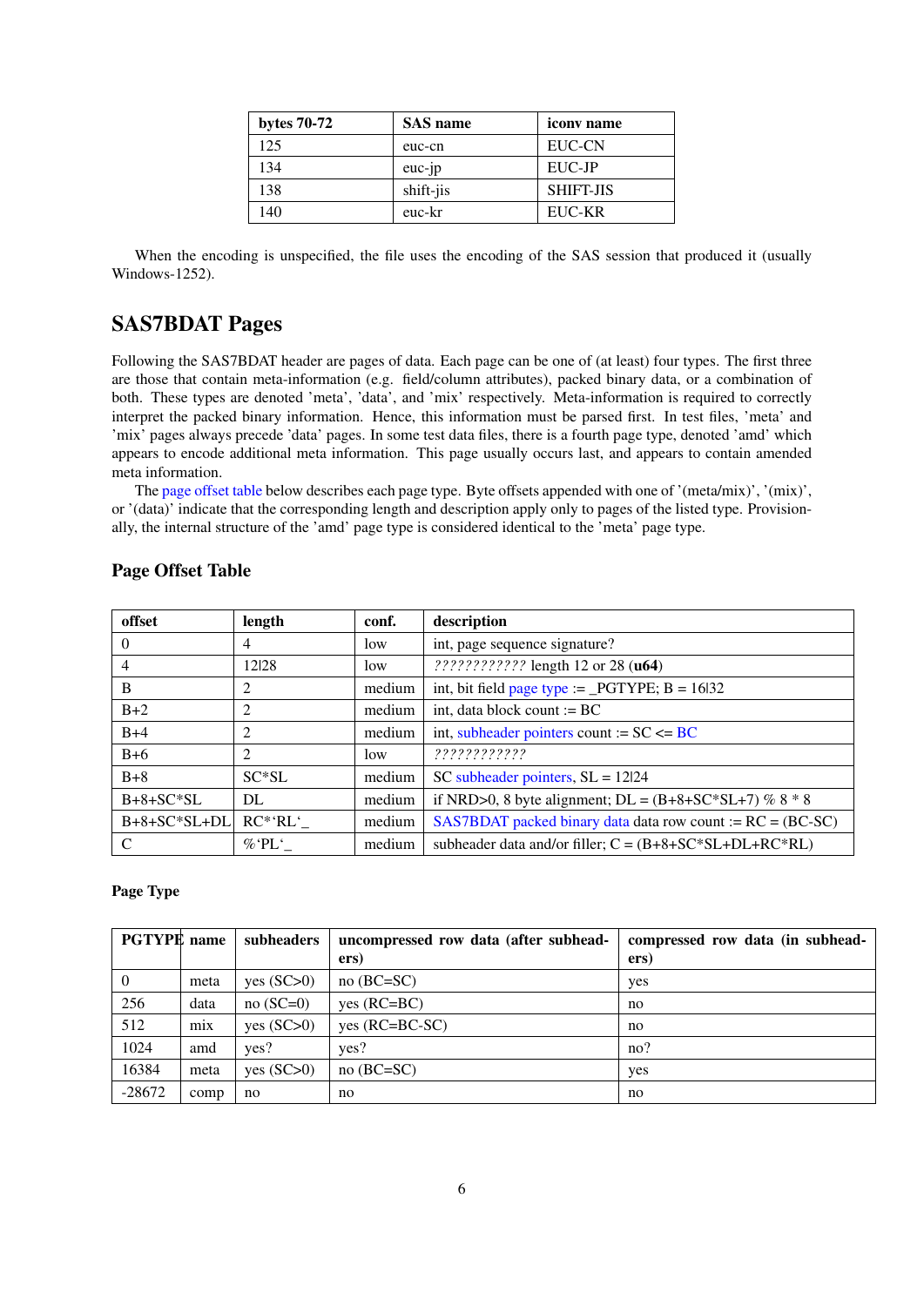| bytes 70-72 | SAS name | iconv name |
|---|---|---|
| 125 | euc-cn | EUC-CN |
| 134 | euc-jp | EUC-JP |
| 138 | shift-jis | SHIFT-JIS |
| 140 | euc-kr | EUC-KR |

When the encoding is unspecified, the file uses the encoding of the SAS session that produced it (usually Windows-1252).

## SAS7BDAT Pages

Following the SAS7BDAT header are pages of data. Each page can be one of (at least) four types. The first three are those that contain meta-information (e.g. field/column attributes), packed binary data, or a combination of both. These types are denoted 'meta', 'data', and 'mix' respectively. Meta-information is required to correctly interpret the packed binary information. Hence, this information must be parsed first. In test files, 'meta' and 'mix' pages always precede 'data' pages. In some test data files, there is a fourth page type, denoted 'amd' which appears to encode additional meta information. This page usually occurs last, and appears to contain amended meta information.

The page offset table below describes each page type. Byte offsets appended with one of '(meta/mix)', '(mix)', or '(data)' indicate that the corresponding length and description apply only to pages of the listed type. Provisionally, the internal structure of the 'amd' page type is considered identical to the 'meta' page type.

### Page Offset Table

| offset | length | conf. | description |
|---|---|---|---|
| 0 | 4 | low | int, page sequence signature? |
| 4 | 12\|28 | low | *????????????* length 12 or 28 (**u64**) |
| B | 2 | medium | int, bit field page type := _PGTYPE; B = 16\|32 |
| B+2 | 2 | medium | int, data block count := BC |
| B+4 | 2 | medium | int, subheader pointers count := SC <= BC |
| B+6 | 2 | low | *????????????* |
| B+8 | SC*SL | medium | SC subheader pointers, SL = 12\|24 |
| B+8+SC*SL | DL | medium | if NRD>0, 8 byte alignment; DL = (B+8+SC*SL+7) % 8 * 8 |
| B+8+SC*SL+DL | RC*'RL'_ | medium | SAS7BDAT packed binary data data row count := RC = (BC-SC) |
| C | %'PL'_ | medium | subheader data and/or filler; C = (B+8+SC*SL+DL+RC*RL) |

#### Page Type

| PGTYPE | name | subheaders | uncompressed row data (after subheaders) | compressed row data (in subheaders) |
|---|---|---|---|---|
| 0 | meta | yes (SC>0) | no (BC=SC) | yes |
| 256 | data | no (SC=0) | yes (RC=BC) | no |
| 512 | mix | yes (SC>0) | yes (RC=BC-SC) | no |
| 1024 | amd | yes? | yes? | no? |
| 16384 | meta | yes (SC>0) | no (BC=SC) | yes |
| -28672 | comp | no | no | no |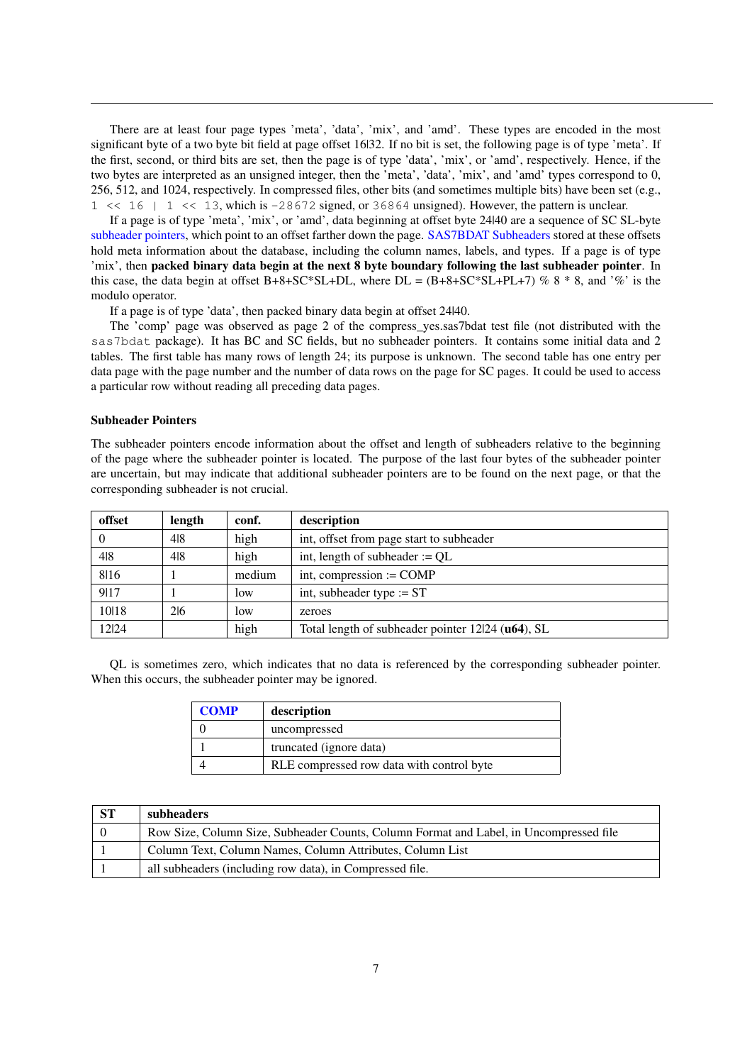There are at least four page types 'meta', 'data', 'mix', and 'amd'. These types are encoded in the most significant byte of a two byte bit field at page offset 16|32. If no bit is set, the following page is of type 'meta'. If the first, second, or third bits are set, then the page is of type 'data', 'mix', or 'amd', respectively. Hence, if the two bytes are interpreted as an unsigned integer, then the 'meta', 'data', 'mix', and 'amd' types correspond to 0, 256, 512, and 1024, respectively. In compressed files, other bits (and sometimes multiple bits) have been set (e.g., `1 << 16 | 1 << 13`, which is `-28672` signed, or `36864` unsigned). However, the pattern is unclear.

If a page is of type 'meta', 'mix', or 'amd', data beginning at offset byte 24|40 are a sequence of SC SL-byte subheader pointers, which point to an offset farther down the page. SAS7BDAT Subheaders stored at these offsets hold meta information about the database, including the column names, labels, and types. If a page is of type 'mix', then **packed binary data begin at the next 8 byte boundary following the last subheader pointer**. In this case, the data begin at offset B+8+SC*SL+DL, where DL = (B+8+SC*SL+PL+7) % 8 * 8, and '%' is the modulo operator.

If a page is of type 'data', then packed binary data begin at offset 24|40.

The 'comp' page was observed as page 2 of the compress_yes.sas7bdat test file (not distributed with the `sas7bdat` package). It has BC and SC fields, but no subheader pointers. It contains some initial data and 2 tables. The first table has many rows of length 24; its purpose is unknown. The second table has one entry per data page with the page number and the number of data rows on the page for SC pages. It could be used to access a particular row without reading all preceding data pages.

### Subheader Pointers

The subheader pointers encode information about the offset and length of subheaders relative to the beginning of the page where the subheader pointer is located. The purpose of the last four bytes of the subheader pointer are uncertain, but may indicate that additional subheader pointers are to be found on the next page, or that the corresponding subheader is not crucial.

| offset | length | conf. | description |
|---|---|---|---|
| 0 | 4\|8 | high | int, offset from page start to subheader |
| 4\|8 | 4\|8 | high | int, length of subheader := QL |
| 8\|16 | 1 | medium | int, compression := COMP |
| 9\|17 | 1 | low | int, subheader type := ST |
| 10\|18 | 2\|6 | low | zeroes |
| 12\|24 | | high | Total length of subheader pointer 12\|24 (**u64**), SL |

QL is sometimes zero, which indicates that no data is referenced by the corresponding subheader pointer. When this occurs, the subheader pointer may be ignored.

| COMP | description |
|---|---|
| 0 | uncompressed |
| 1 | truncated (ignore data) |
| 4 | RLE compressed row data with control byte |

| ST | subheaders |
|---|---|
| 0 | Row Size, Column Size, Subheader Counts, Column Format and Label, in Uncompressed file |
| 1 | Column Text, Column Names, Column Attributes, Column List |
| 1 | all subheaders (including row data), in Compressed file. |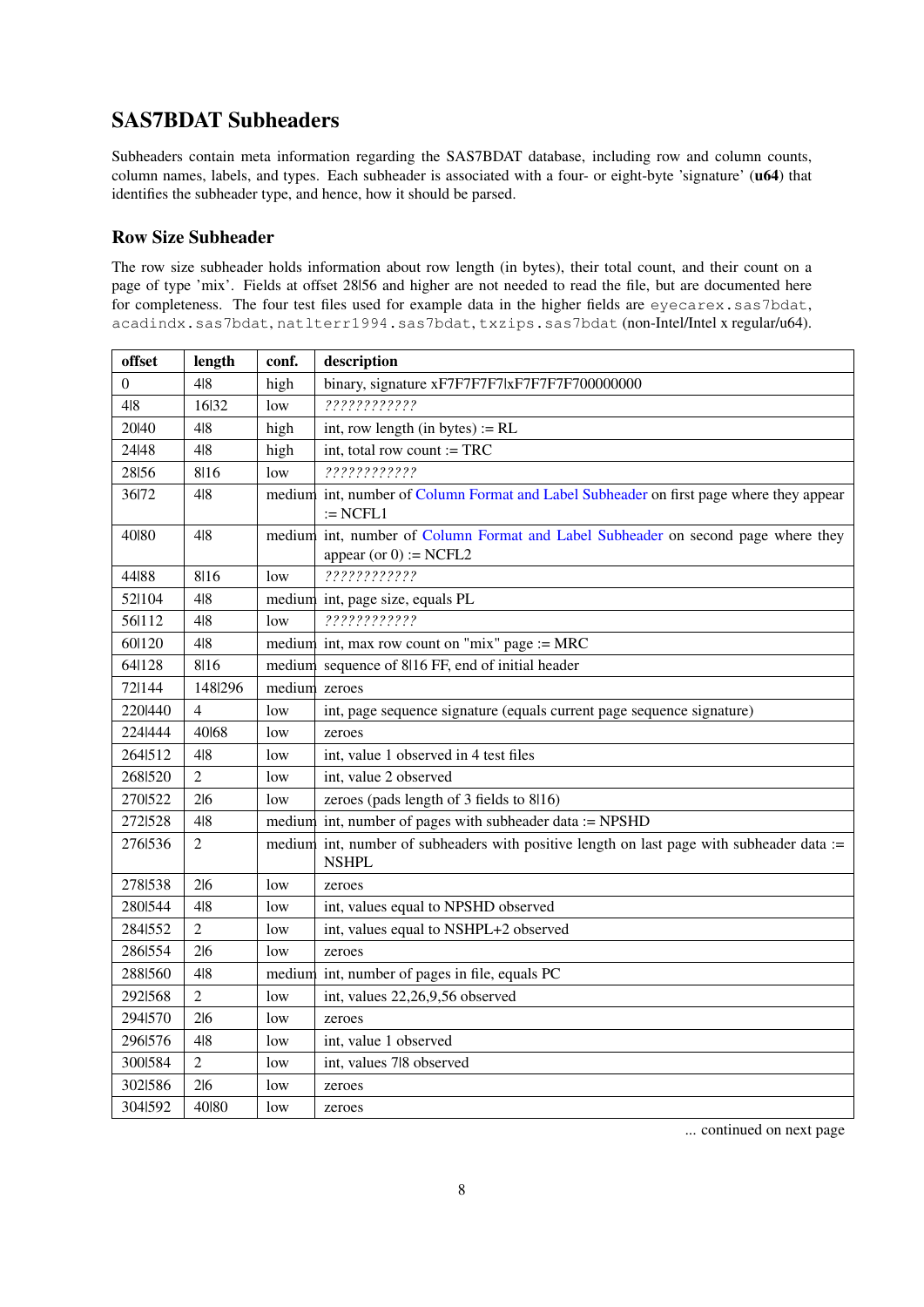# SAS7BDAT Subheaders

Subheaders contain meta information regarding the SAS7BDAT database, including row and column counts, column names, labels, and types. Each subheader is associated with a four- or eight-byte 'signature' (**u64**) that identifies the subheader type, and hence, how it should be parsed.

## Row Size Subheader

The row size subheader holds information about row length (in bytes), their total count, and their count on a page of type 'mix'. Fields at offset 28\|56 and higher are not needed to read the file, but are documented here for completeness. The four test files used for example data in the higher fields are `eyecarex.sas7bdat`, `acadindx.sas7bdat`, `natlterr1994.sas7bdat`, `txzips.sas7bdat` (non-Intel/Intel x regular/u64).

| offset | length | conf. | description |
|---|---|---|---|
| 0 | 4\|8 | high | binary, signature xF7F7F7F7\|xF7F7F7F700000000 |
| 4\|8 | 16\|32 | low | *????????????* |
| 20\|40 | 4\|8 | high | int, row length (in bytes) := RL |
| 24\|48 | 4\|8 | high | int, total row count := TRC |
| 28\|56 | 8\|16 | low | *????????????* |
| 36\|72 | 4\|8 | medium | int, number of Column Format and Label Subheader on first page where they appear := NCFL1 |
| 40\|80 | 4\|8 | medium | int, number of Column Format and Label Subheader on second page where they appear (or 0) := NCFL2 |
| 44\|88 | 8\|16 | low | *????????????* |
| 52\|104 | 4\|8 | medium | int, page size, equals PL |
| 56\|112 | 4\|8 | low | *????????????* |
| 60\|120 | 4\|8 | medium | int, max row count on "mix" page := MRC |
| 64\|128 | 8\|16 | medium | sequence of 8\|16 FF, end of initial header |
| 72\|144 | 148\|296 | medium | zeroes |
| 220\|440 | 4 | low | int, page sequence signature (equals current page sequence signature) |
| 224\|444 | 40\|68 | low | zeroes |
| 264\|512 | 4\|8 | low | int, value 1 observed in 4 test files |
| 268\|520 | 2 | low | int, value 2 observed |
| 270\|522 | 2\|6 | low | zeroes (pads length of 3 fields to 8\|16) |
| 272\|528 | 4\|8 | medium | int, number of pages with subheader data := NPSHD |
| 276\|536 | 2 | medium | int, number of subheaders with positive length on last page with subheader data := NSHPL |
| 278\|538 | 2\|6 | low | zeroes |
| 280\|544 | 4\|8 | low | int, values equal to NPSHD observed |
| 284\|552 | 2 | low | int, values equal to NSHPL+2 observed |
| 286\|554 | 2\|6 | low | zeroes |
| 288\|560 | 4\|8 | medium | int, number of pages in file, equals PC |
| 292\|568 | 2 | low | int, values 22,26,9,56 observed |
| 294\|570 | 2\|6 | low | zeroes |
| 296\|576 | 4\|8 | low | int, value 1 observed |
| 300\|584 | 2 | low | int, values 7\|8 observed |
| 302\|586 | 2\|6 | low | zeroes |
| 304\|592 | 40\|80 | low | zeroes |

... continued on next page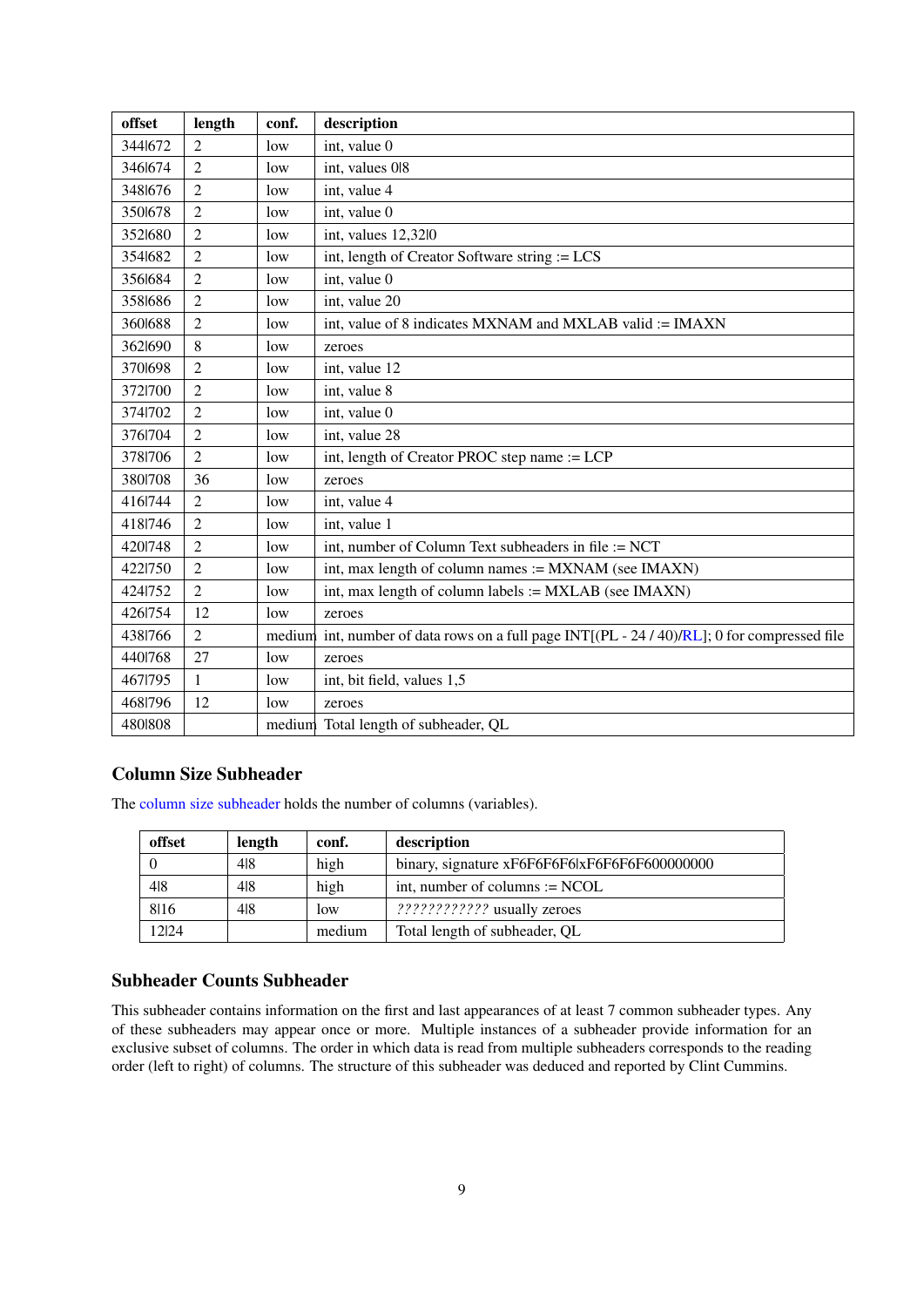| offset | length | conf. | description |
|---|---|---|---|
| 344\|672 | 2 | low | int, value 0 |
| 346\|674 | 2 | low | int, values 0\|8 |
| 348\|676 | 2 | low | int, value 4 |
| 350\|678 | 2 | low | int, value 0 |
| 352\|680 | 2 | low | int, values 12,32\|0 |
| 354\|682 | 2 | low | int, length of Creator Software string := LCS |
| 356\|684 | 2 | low | int, value 0 |
| 358\|686 | 2 | low | int, value 20 |
| 360\|688 | 2 | low | int, value of 8 indicates MXNAM and MXLAB valid := IMAXN |
| 362\|690 | 8 | low | zeroes |
| 370\|698 | 2 | low | int, value 12 |
| 372\|700 | 2 | low | int, value 8 |
| 374\|702 | 2 | low | int, value 0 |
| 376\|704 | 2 | low | int, value 28 |
| 378\|706 | 2 | low | int, length of Creator PROC step name := LCP |
| 380\|708 | 36 | low | zeroes |
| 416\|744 | 2 | low | int, value 4 |
| 418\|746 | 2 | low | int, value 1 |
| 420\|748 | 2 | low | int, number of Column Text subheaders in file := NCT |
| 422\|750 | 2 | low | int, max length of column names := MXNAM (see IMAXN) |
| 424\|752 | 2 | low | int, max length of column labels := MXLAB (see IMAXN) |
| 426\|754 | 12 | low | zeroes |
| 438\|766 | 2 | medium | int, number of data rows on a full page INT[(PL - 24 / 40)/RL]; 0 for compressed file |
| 440\|768 | 27 | low | zeroes |
| 467\|795 | 1 | low | int, bit field, values 1,5 |
| 468\|796 | 12 | low | zeroes |
| 480\|808 | | medium | Total length of subheader, QL |

## Column Size Subheader

The column size subheader holds the number of columns (variables).

| offset | length | conf. | description |
|---|---|---|---|
| 0 | 4\|8 | high | binary, signature xF6F6F6F6\|xF6F6F6F600000000 |
| 4\|8 | 4\|8 | high | int, number of columns := NCOL |
| 8\|16 | 4\|8 | low | *????????????* usually zeroes |
| 12\|24 | | medium | Total length of subheader, QL |

## Subheader Counts Subheader

This subheader contains information on the first and last appearances of at least 7 common subheader types. Any of these subheaders may appear once or more. Multiple instances of a subheader provide information for an exclusive subset of columns. The order in which data is read from multiple subheaders corresponds to the reading order (left to right) of columns. The structure of this subheader was deduced and reported by Clint Cummins.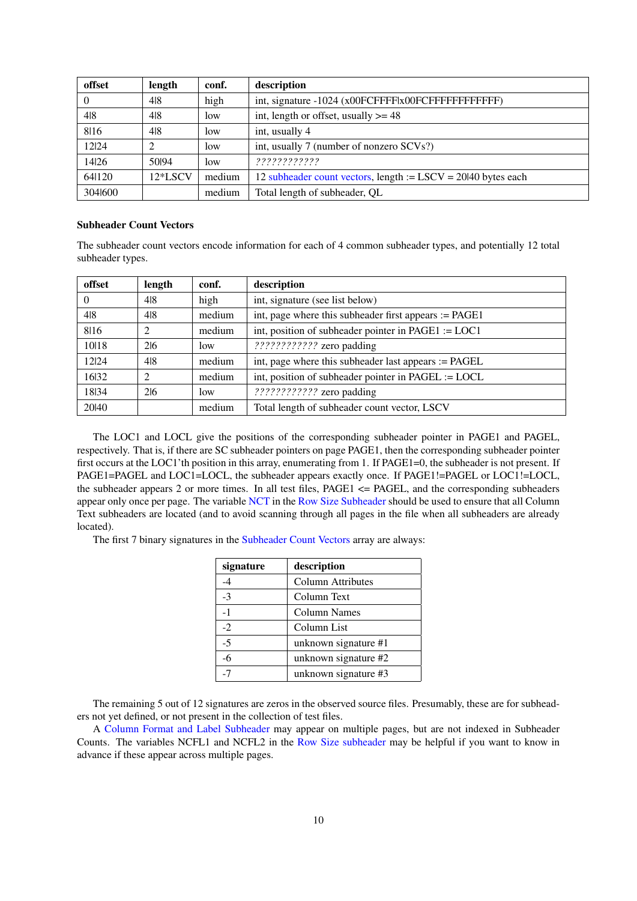| offset | length | conf. | description |
|---|---|---|---|
| 0 | 4\|8 | high | int, signature -1024 (x00FCFFFF\|x00FCFFFFFFFFFFFF) |
| 4\|8 | 4\|8 | low | int, length or offset, usually >= 48 |
| 8\|16 | 4\|8 | low | int, usually 4 |
| 12\|24 | 2 | low | int, usually 7 (number of nonzero SCVs?) |
| 14\|26 | 50\|94 | low | *????????????* |
| 64\|120 | 12*LSCV | medium | 12 subheader count vectors, length := LSCV = 20\|40 bytes each |
| 304\|600 | | medium | Total length of subheader, QL |

### Subheader Count Vectors

The subheader count vectors encode information for each of 4 common subheader types, and potentially 12 total subheader types.

| offset | length | conf. | description |
|---|---|---|---|
| 0 | 4\|8 | high | int, signature (see list below) |
| 4\|8 | 4\|8 | medium | int, page where this subheader first appears := PAGE1 |
| 8\|16 | 2 | medium | int, position of subheader pointer in PAGE1 := LOC1 |
| 10\|18 | 2\|6 | low | *????????????* zero padding |
| 12\|24 | 4\|8 | medium | int, page where this subheader last appears := PAGEL |
| 16\|32 | 2 | medium | int, position of subheader pointer in PAGEL := LOCL |
| 18\|34 | 2\|6 | low | *????????????* zero padding |
| 20\|40 | | medium | Total length of subheader count vector, LSCV |

The LOC1 and LOCL give the positions of the corresponding subheader pointer in PAGE1 and PAGEL, respectively. That is, if there are SC subheader pointers on page PAGE1, then the corresponding subheader pointer first occurs at the LOC1'th position in this array, enumerating from 1. If PAGE1=0, the subheader is not present. If PAGE1=PAGEL and LOC1=LOCL, the subheader appears exactly once. If PAGE1!=PAGEL or LOC1!=LOCL, the subheader appears 2 or more times. In all test files, PAGE1 <= PAGEL, and the corresponding subheaders appear only once per page. The variable NCT in the Row Size Subheader should be used to ensure that all Column Text subheaders are located (and to avoid scanning through all pages in the file when all subheaders are already located).

The first 7 binary signatures in the Subheader Count Vectors array are always:

| signature | description |
|---|---|
| -4 | Column Attributes |
| -3 | Column Text |
| -1 | Column Names |
| -2 | Column List |
| -5 | unknown signature #1 |
| -6 | unknown signature #2 |
| -7 | unknown signature #3 |

The remaining 5 out of 12 signatures are zeros in the observed source files. Presumably, these are for subheaders not yet defined, or not present in the collection of test files.

A Column Format and Label Subheader may appear on multiple pages, but are not indexed in Subheader Counts. The variables NCFL1 and NCFL2 in the Row Size subheader may be helpful if you want to know in advance if these appear across multiple pages.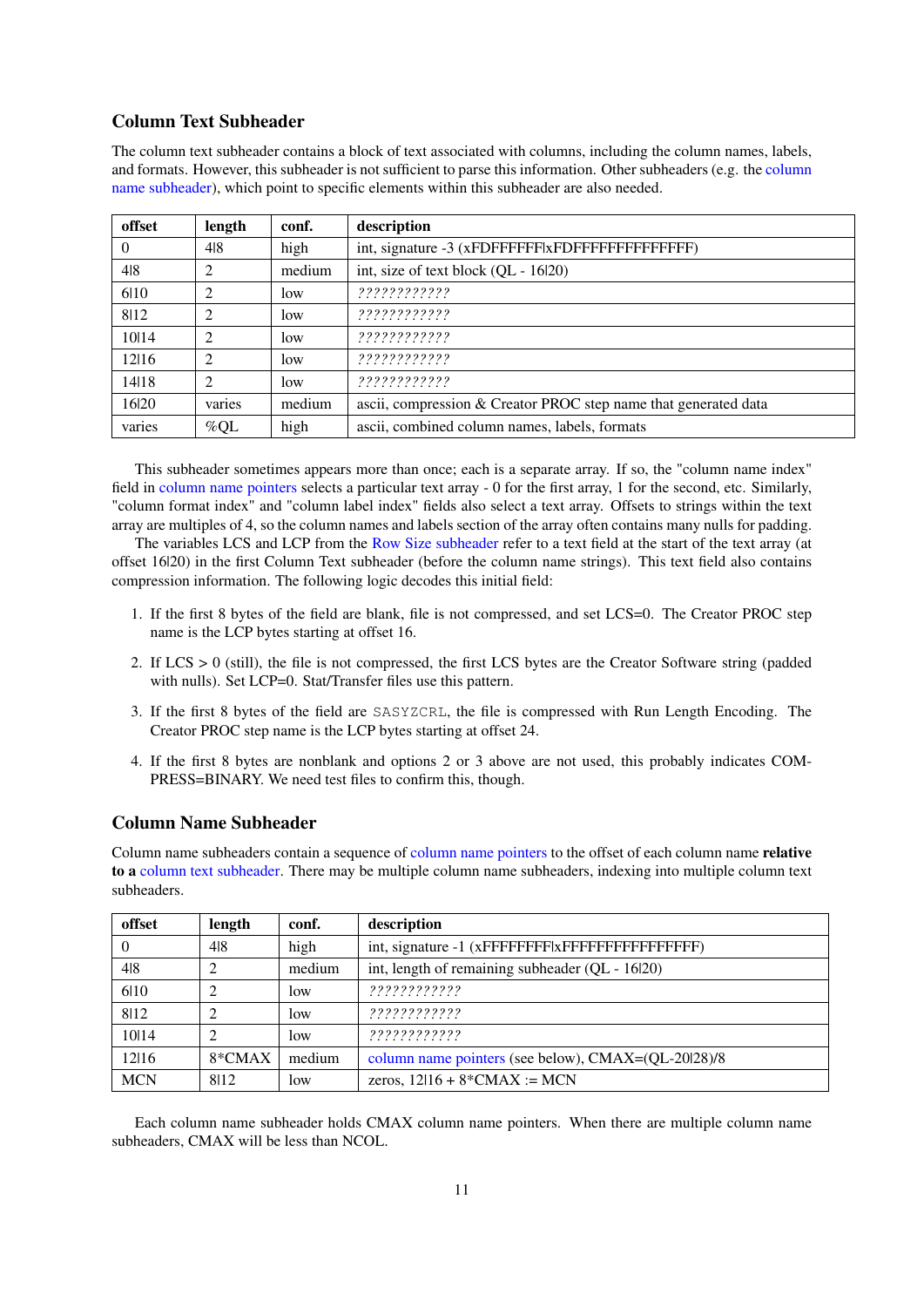### Column Text Subheader

The column text subheader contains a block of text associated with columns, including the column names, labels, and formats. However, this subheader is not sufficient to parse this information. Other subheaders (e.g. the column name subheader), which point to specific elements within this subheader are also needed.

| offset | length | conf. | description |
|---|---|---|---|
| 0 | 4\|8 | high | int, signature -3 (xFDFFFFFF\|xFDFFFFFFFFFFFFFF) |
| 4\|8 | 2 | medium | int, size of text block (QL - 16\|20) |
| 6\|10 | 2 | low | *????????????* |
| 8\|12 | 2 | low | *????????????* |
| 10\|14 | 2 | low | *????????????* |
| 12\|16 | 2 | low | *????????????* |
| 14\|18 | 2 | low | *????????????* |
| 16\|20 | varies | medium | ascii, compression & Creator PROC step name that generated data |
| varies | %QL | high | ascii, combined column names, labels, formats |

This subheader sometimes appears more than once; each is a separate array. If so, the "column name index" field in column name pointers selects a particular text array - 0 for the first array, 1 for the second, etc. Similarly, "column format index" and "column label index" fields also select a text array. Offsets to strings within the text array are multiples of 4, so the column names and labels section of the array often contains many nulls for padding.

The variables LCS and LCP from the Row Size subheader refer to a text field at the start of the text array (at offset 16|20) in the first Column Text subheader (before the column name strings). This text field also contains compression information. The following logic decodes this initial field:

1. If the first 8 bytes of the field are blank, file is not compressed, and set LCS=0. The Creator PROC step name is the LCP bytes starting at offset 16.
2. If LCS > 0 (still), the file is not compressed, the first LCS bytes are the Creator Software string (padded with nulls). Set LCP=0. Stat/Transfer files use this pattern.
3. If the first 8 bytes of the field are `SASYZCRL`, the file is compressed with Run Length Encoding. The Creator PROC step name is the LCP bytes starting at offset 24.
4. If the first 8 bytes are nonblank and options 2 or 3 above are not used, this probably indicates COMPRESS=BINARY. We need test files to confirm this, though.

### Column Name Subheader

Column name subheaders contain a sequence of column name pointers to the offset of each column name **relative to a** column text subheader. There may be multiple column name subheaders, indexing into multiple column text subheaders.

| offset | length | conf. | description |
|---|---|---|---|
| 0 | 4\|8 | high | int, signature -1 (xFFFFFFFF\|xFFFFFFFFFFFFFFFF) |
| 4\|8 | 2 | medium | int, length of remaining subheader (QL - 16\|20) |
| 6\|10 | 2 | low | *????????????* |
| 8\|12 | 2 | low | *????????????* |
| 10\|14 | 2 | low | *????????????* |
| 12\|16 | 8*CMAX | medium | column name pointers (see below), CMAX=(QL-20\|28)/8 |
| MCN | 8\|12 | low | zeros, 12\|16 + 8*CMAX := MCN |

Each column name subheader holds CMAX column name pointers. When there are multiple column name subheaders, CMAX will be less than NCOL.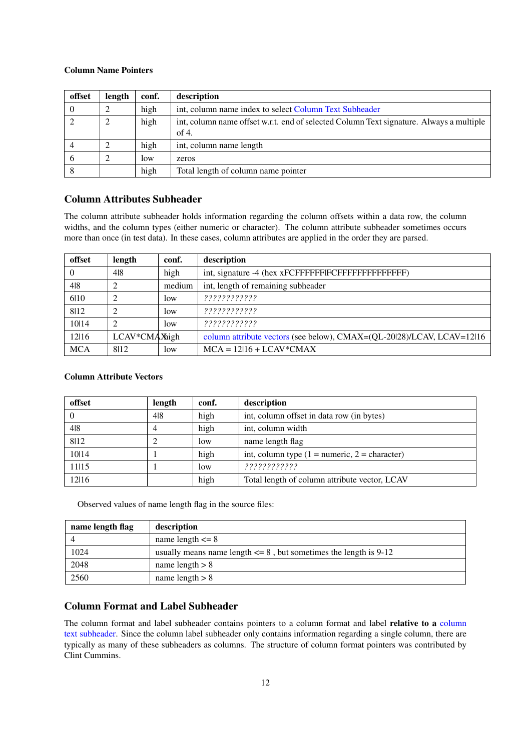**Column Name Pointers**

| offset | length | conf. | description |
|---|---|---|---|
| 0 | 2 | high | int, column name index to select Column Text Subheader |
| 2 | 2 | high | int, column name offset w.r.t. end of selected Column Text signature. Always a multiple of 4. |
| 4 | 2 | high | int, column name length |
| 6 | 2 | low | zeros |
| 8 | | high | Total length of column name pointer |

## Column Attributes Subheader

The column attribute subheader holds information regarding the column offsets within a data row, the column widths, and the column types (either numeric or character). The column attribute subheader sometimes occurs more than once (in test data). In these cases, column attributes are applied in the order they are parsed.

| offset | length | conf. | description |
|---|---|---|---|
| 0 | 4\|8 | high | int, signature -4 (hex xFCFFFFFF\|FCFFFFFFFFFFFFFF) |
| 4\|8 | 2 | medium | int, length of remaining subheader |
| 6\|10 | 2 | low | *????????????* |
| 8\|12 | 2 | low | *????????????* |
| 10\|14 | 2 | low | *????????????* |
| 12\|16 | LCAV*CMAX | high | column attribute vectors (see below), CMAX=(QL-20\|28)/LCAV, LCAV=12\|16 |
| MCA | 8\|12 | low | MCA = 12\|16 + LCAV*CMAX |

**Column Attribute Vectors**

| offset | length | conf. | description |
|---|---|---|---|
| 0 | 4\|8 | high | int, column offset in data row (in bytes) |
| 4\|8 | 4 | high | int, column width |
| 8\|12 | 2 | low | name length flag |
| 10\|14 | 1 | high | int, column type (1 = numeric, 2 = character) |
| 11\|15 | 1 | low | *????????????* |
| 12\|16 | | high | Total length of column attribute vector, LCAV |

Observed values of name length flag in the source files:

| name length flag | description |
|---|---|
| 4 | name length <= 8 |
| 1024 | usually means name length <= 8 , but sometimes the length is 9-12 |
| 2048 | name length > 8 |
| 2560 | name length > 8 |

## Column Format and Label Subheader

The column format and label subheader contains pointers to a column format and label **relative to a** column text subheader. Since the column label subheader only contains information regarding a single column, there are typically as many of these subheaders as columns. The structure of column format pointers was contributed by Clint Cummins.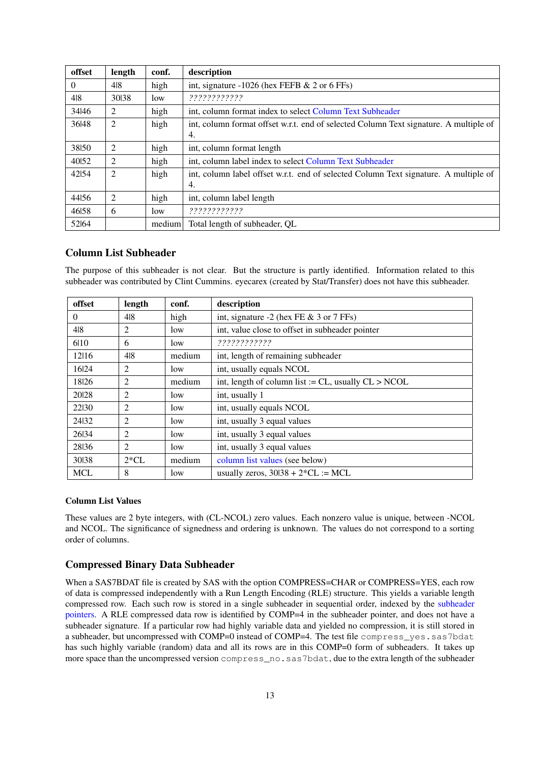| offset | length | conf. | description |
|---|---|---|---|
| 0 | 4\|8 | high | int, signature -1026 (hex FEFB & 2 or 6 FFs) |
| 4\|8 | 30\|38 | low | *????????????* |
| 34\|46 | 2 | high | int, column format index to select Column Text Subheader |
| 36\|48 | 2 | high | int, column format offset w.r.t. end of selected Column Text signature. A multiple of 4. |
| 38\|50 | 2 | high | int, column format length |
| 40\|52 | 2 | high | int, column label index to select Column Text Subheader |
| 42\|54 | 2 | high | int, column label offset w.r.t. end of selected Column Text signature. A multiple of 4. |
| 44\|56 | 2 | high | int, column label length |
| 46\|58 | 6 | low | *????????????* |
| 52\|64 | | medium | Total length of subheader, QL |

## Column List Subheader

The purpose of this subheader is not clear. But the structure is partly identified. Information related to this subheader was contributed by Clint Cummins. eyecarex (created by Stat/Transfer) does not have this subheader.

| offset | length | conf. | description |
|---|---|---|---|
| 0 | 4\|8 | high | int, signature -2 (hex FE & 3 or 7 FFs) |
| 4\|8 | 2 | low | int, value close to offset in subheader pointer |
| 6\|10 | 6 | low | *????????????* |
| 12\|16 | 4\|8 | medium | int, length of remaining subheader |
| 16\|24 | 2 | low | int, usually equals NCOL |
| 18\|26 | 2 | medium | int, length of column list := CL, usually CL > NCOL |
| 20\|28 | 2 | low | int, usually 1 |
| 22\|30 | 2 | low | int, usually equals NCOL |
| 24\|32 | 2 | low | int, usually 3 equal values |
| 26\|34 | 2 | low | int, usually 3 equal values |
| 28\|36 | 2 | low | int, usually 3 equal values |
| 30\|38 | 2*CL | medium | column list values (see below) |
| MCL | 8 | low | usually zeros, 30\|38 + 2*CL := MCL |

### Column List Values

These values are 2 byte integers, with (CL-NCOL) zero values. Each nonzero value is unique, between -NCOL and NCOL. The significance of signedness and ordering is unknown. The values do not correspond to a sorting order of columns.

## Compressed Binary Data Subheader

When a SAS7BDAT file is created by SAS with the option COMPRESS=CHAR or COMPRESS=YES, each row of data is compressed independently with a Run Length Encoding (RLE) structure. This yields a variable length compressed row. Each such row is stored in a single subheader in sequential order, indexed by the subheader pointers. A RLE compressed data row is identified by COMP=4 in the subheader pointer, and does not have a subheader signature. If a particular row had highly variable data and yielded no compression, it is still stored in a subheader, but uncompressed with COMP=0 instead of COMP=4. The test file `compress_yes.sas7bdat` has such highly variable (random) data and all its rows are in this COMP=0 form of subheaders. It takes up more space than the uncompressed version `compress_no.sas7bdat`, due to the extra length of the subheader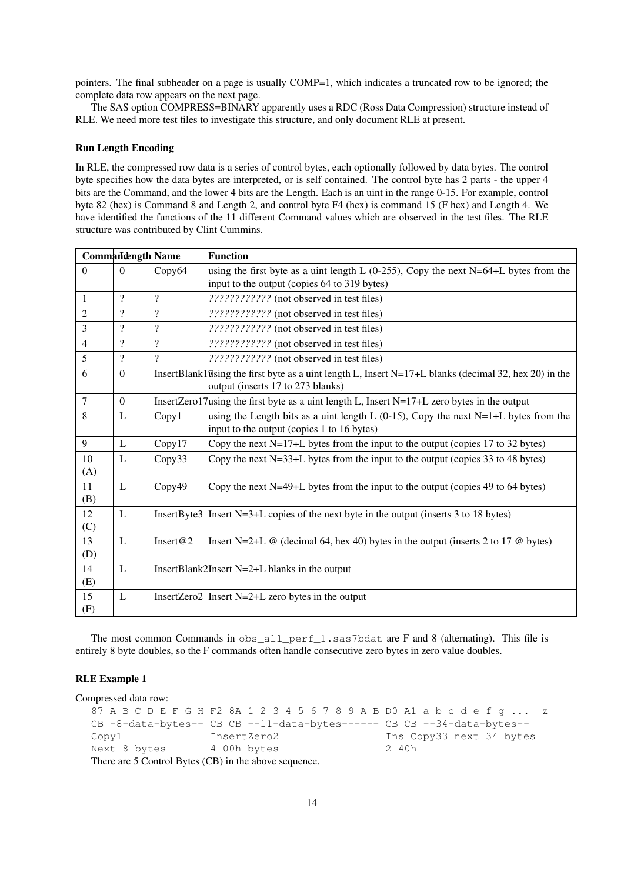pointers. The final subheader on a page is usually COMP=1, which indicates a truncated row to be ignored; the complete data row appears on the next page.

The SAS option COMPRESS=BINARY apparently uses a RDC (Ross Data Compression) structure instead of RLE. We need more test files to investigate this structure, and only document RLE at present.

#### Run Length Encoding

In RLE, the compressed row data is a series of control bytes, each optionally followed by data bytes. The control byte specifies how the data bytes are interpreted, or is self contained. The control byte has 2 parts - the upper 4 bits are the Command, and the lower 4 bits are the Length. Each is an uint in the range 0-15. For example, control byte 82 (hex) is Command 8 and Length 2, and control byte F4 (hex) is command 15 (F hex) and Length 4. We have identified the functions of the 11 different Command values which are observed in the test files. The RLE structure was contributed by Clint Cummins.

| Command | Length | Name | Function |
|---|---|---|---|
| 0 | 0 | Copy64 | using the first byte as a uint length L (0-255), Copy the next N=64+L bytes from the input to the output (copies 64 to 319 bytes) |
| 1 | ? | ? | *????????????* (not observed in test files) |
| 2 | ? | ? | *????????????* (not observed in test files) |
| 3 | ? | ? | *????????????* (not observed in test files) |
| 4 | ? | ? | *????????????* (not observed in test files) |
| 5 | ? | ? | *????????????* (not observed in test files) |
| 6 | 0 | InsertBlank17 | using the first byte as a uint length L, Insert N=17+L blanks (decimal 32, hex 20) in the output (inserts 17 to 273 blanks) |
| 7 | 0 | InsertZero17 | using the first byte as a uint length L, Insert N=17+L zero bytes in the output |
| 8 | L | Copy1 | using the Length bits as a uint length L (0-15), Copy the next N=1+L bytes from the input to the output (copies 1 to 16 bytes) |
| 9 | L | Copy17 | Copy the next N=17+L bytes from the input to the output (copies 17 to 32 bytes) |
| 10 (A) | L | Copy33 | Copy the next N=33+L bytes from the input to the output (copies 33 to 48 bytes) |
| 11 (B) | L | Copy49 | Copy the next N=49+L bytes from the input to the output (copies 49 to 64 bytes) |
| 12 (C) | L | InsertByte3 | Insert N=3+L copies of the next byte in the output (inserts 3 to 18 bytes) |
| 13 (D) | L | Insert@2 | Insert N=2+L @ (decimal 64, hex 40) bytes in the output (inserts 2 to 17 @ bytes) |
| 14 (E) | L | InsertBlank2 | Insert N=2+L blanks in the output |
| 15 (F) | L | InsertZero2 | Insert N=2+L zero bytes in the output |

The most common Commands in `obs_all_perf_1.sas7bdat` are F and 8 (alternating). This file is entirely 8 byte doubles, so the F commands often handle consecutive zero bytes in zero value doubles.

#### RLE Example 1

Compressed data row:

```
87 A B C D E F G H F2 8A 1 2 3 4 5 6 7 8 9 A B D0 A1 a b c d e f g ...  z
CB -8-data-bytes-- CB CB --11-data-bytes------ CB CB --34-data-bytes--
Copy1              InsertZero2                 Ins Copy33 next 34 bytes
Next 8 bytes       4 00h bytes                 2 40h
```

There are 5 Control Bytes (CB) in the above sequence.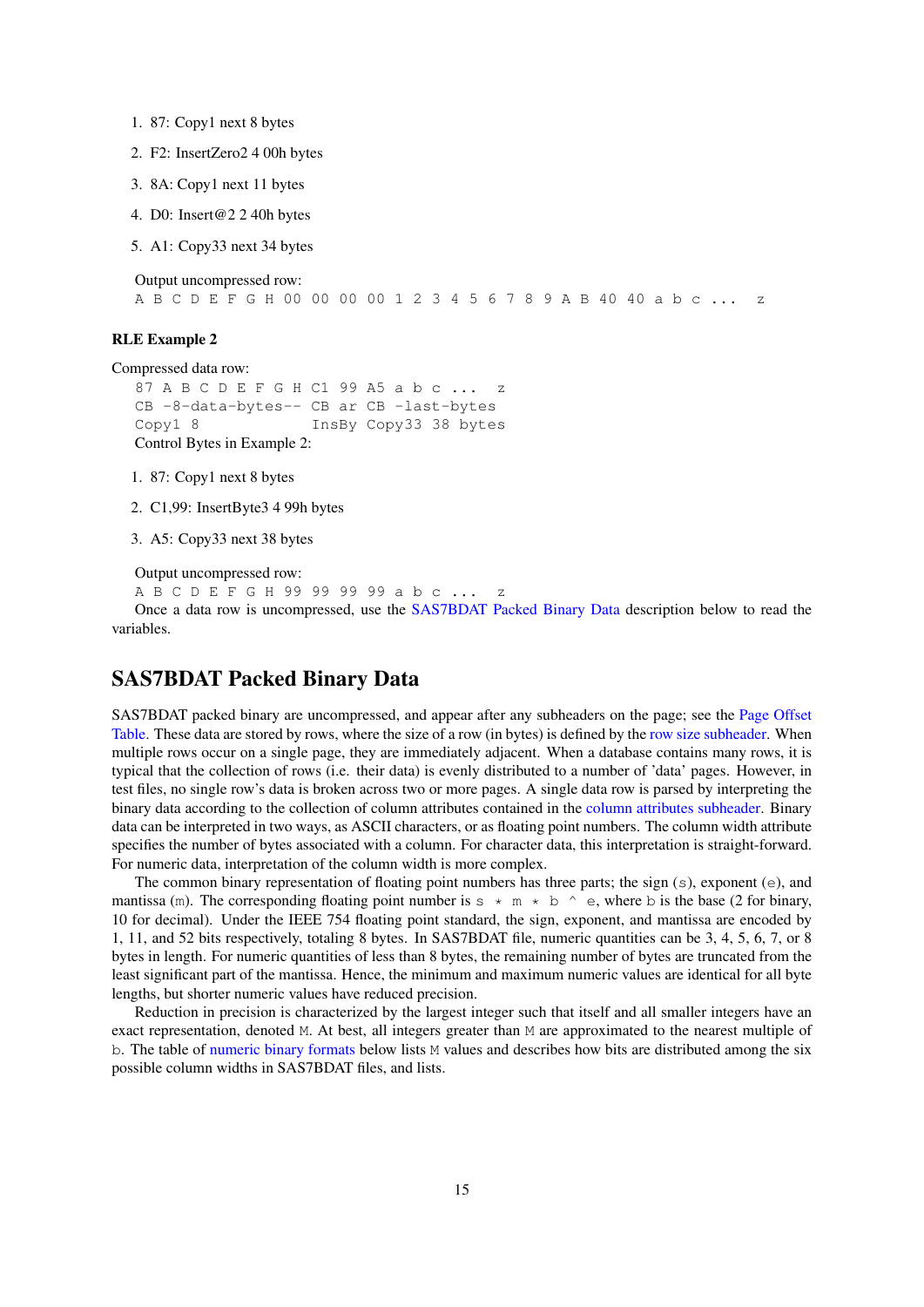1. 87: Copy1 next 8 bytes
2. F2: InsertZero2 4 00h bytes
3. 8A: Copy1 next 11 bytes
4. D0: Insert@2 2 40h bytes
5. A1: Copy33 next 34 bytes

Output uncompressed row:

```
A B C D E F G H 00 00 00 00 1 2 3 4 5 6 7 8 9 A B 40 40 a b c ...  z
```

**RLE Example 2**

Compressed data row:

```
87 A B C D E F G H C1 99 A5 a b c ...  z
CB -8-data-bytes-- CB ar CB -last-bytes
Copy1 8            InsBy Copy33 38 bytes
```

Control Bytes in Example 2:

1. 87: Copy1 next 8 bytes
2. C1,99: InsertByte3 4 99h bytes
3. A5: Copy33 next 38 bytes

Output uncompressed row:

```
A B C D E F G H 99 99 99 99 a b c ...  z
```

Once a data row is uncompressed, use the SAS7BDAT Packed Binary Data description below to read the variables.

## SAS7BDAT Packed Binary Data

SAS7BDAT packed binary are uncompressed, and appear after any subheaders on the page; see the Page Offset Table. These data are stored by rows, where the size of a row (in bytes) is defined by the row size subheader. When multiple rows occur on a single page, they are immediately adjacent. When a database contains many rows, it is typical that the collection of rows (i.e. their data) is evenly distributed to a number of 'data' pages. However, in test files, no single row's data is broken across two or more pages. A single data row is parsed by interpreting the binary data according to the collection of column attributes contained in the column attributes subheader. Binary data can be interpreted in two ways, as ASCII characters, or as floating point numbers. The column width attribute specifies the number of bytes associated with a column. For character data, this interpretation is straight-forward. For numeric data, interpretation of the column width is more complex.

The common binary representation of floating point numbers has three parts; the sign (`s`), exponent (`e`), and mantissa (`m`). The corresponding floating point number is `s * m * b ^ e`, where `b` is the base (2 for binary, 10 for decimal). Under the IEEE 754 floating point standard, the sign, exponent, and mantissa are encoded by 1, 11, and 52 bits respectively, totaling 8 bytes. In SAS7BDAT file, numeric quantities can be 3, 4, 5, 6, 7, or 8 bytes in length. For numeric quantities of less than 8 bytes, the remaining number of bytes are truncated from the least significant part of the mantissa. Hence, the minimum and maximum numeric values are identical for all byte lengths, but shorter numeric values have reduced precision.

Reduction in precision is characterized by the largest integer such that itself and all smaller integers have an exact representation, denoted `M`. At best, all integers greater than `M` are approximated to the nearest multiple of `b`. The table of numeric binary formats below lists `M` values and describes how bits are distributed among the six possible column widths in SAS7BDAT files, and lists.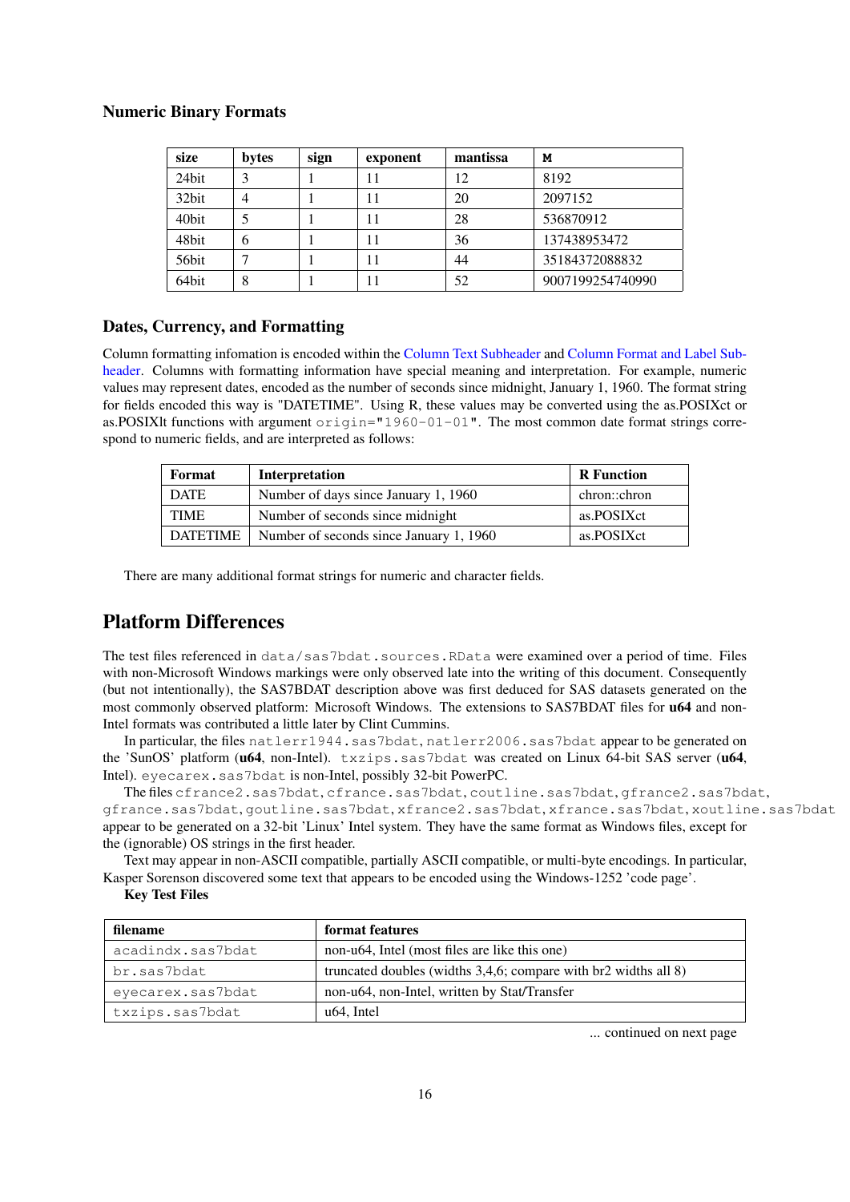### Numeric Binary Formats

| size | bytes | sign | exponent | mantissa | M |
|---|---|---|---|---|---|
| 24bit | 3 | 1 | 11 | 12 | 8192 |
| 32bit | 4 | 1 | 11 | 20 | 2097152 |
| 40bit | 5 | 1 | 11 | 28 | 536870912 |
| 48bit | 6 | 1 | 11 | 36 | 137438953472 |
| 56bit | 7 | 1 | 11 | 44 | 35184372088832 |
| 64bit | 8 | 1 | 11 | 52 | 9007199254740990 |

### Dates, Currency, and Formatting

Column formatting infomation is encoded within the Column Text Subheader and Column Format and Label Subheader. Columns with formatting information have special meaning and interpretation. For example, numeric values may represent dates, encoded as the number of seconds since midnight, January 1, 1960. The format string for fields encoded this way is "DATETIME". Using R, these values may be converted using the as.POSIXct or as.POSIXlt functions with argument `origin="1960-01-01"`. The most common date format strings correspond to numeric fields, and are interpreted as follows:

| Format | Interpretation | R Function |
|---|---|---|
| DATE | Number of days since January 1, 1960 | chron::chron |
| TIME | Number of seconds since midnight | as.POSIXct |
| DATETIME | Number of seconds since January 1, 1960 | as.POSIXct |

There are many additional format strings for numeric and character fields.

## Platform Differences

The test files referenced in `data/sas7bdat.sources.RData` were examined over a period of time. Files with non-Microsoft Windows markings were only observed late into the writing of this document. Consequently (but not intentionally), the SAS7BDAT description above was first deduced for SAS datasets generated on the most commonly observed platform: Microsoft Windows. The extensions to SAS7BDAT files for **u64** and non-Intel formats was contributed a little later by Clint Cummins.

In particular, the files `natlerr1944.sas7bdat`, `natlerr2006.sas7bdat` appear to be generated on the 'SunOS' platform (**u64**, non-Intel). `txzips.sas7bdat` was created on Linux 64-bit SAS server (**u64**, Intel). `eyecarex.sas7bdat` is non-Intel, possibly 32-bit PowerPC.

The files `cfrance2.sas7bdat`, `cfrance.sas7bdat`, `coutline.sas7bdat`, `gfrance2.sas7bdat`, `gfrance.sas7bdat`, `goutline.sas7bdat`, `xfrance2.sas7bdat`, `xfrance.sas7bdat`, `xoutline.sas7bdat` appear to be generated on a 32-bit 'Linux' Intel system. They have the same format as Windows files, except for the (ignorable) OS strings in the first header.

Text may appear in non-ASCII compatible, partially ASCII compatible, or multi-byte encodings. In particular, Kasper Sorenson discovered some text that appears to be encoded using the Windows-1252 'code page'.

**Key Test Files**

| filename | format features |
|---|---|
| `acadindx.sas7bdat` | non-u64, Intel (most files are like this one) |
| `br.sas7bdat` | truncated doubles (widths 3,4,6; compare with br2 widths all 8) |
| `eyecarex.sas7bdat` | non-u64, non-Intel, written by Stat/Transfer |
| `txzips.sas7bdat` | u64, Intel |

... continued on next page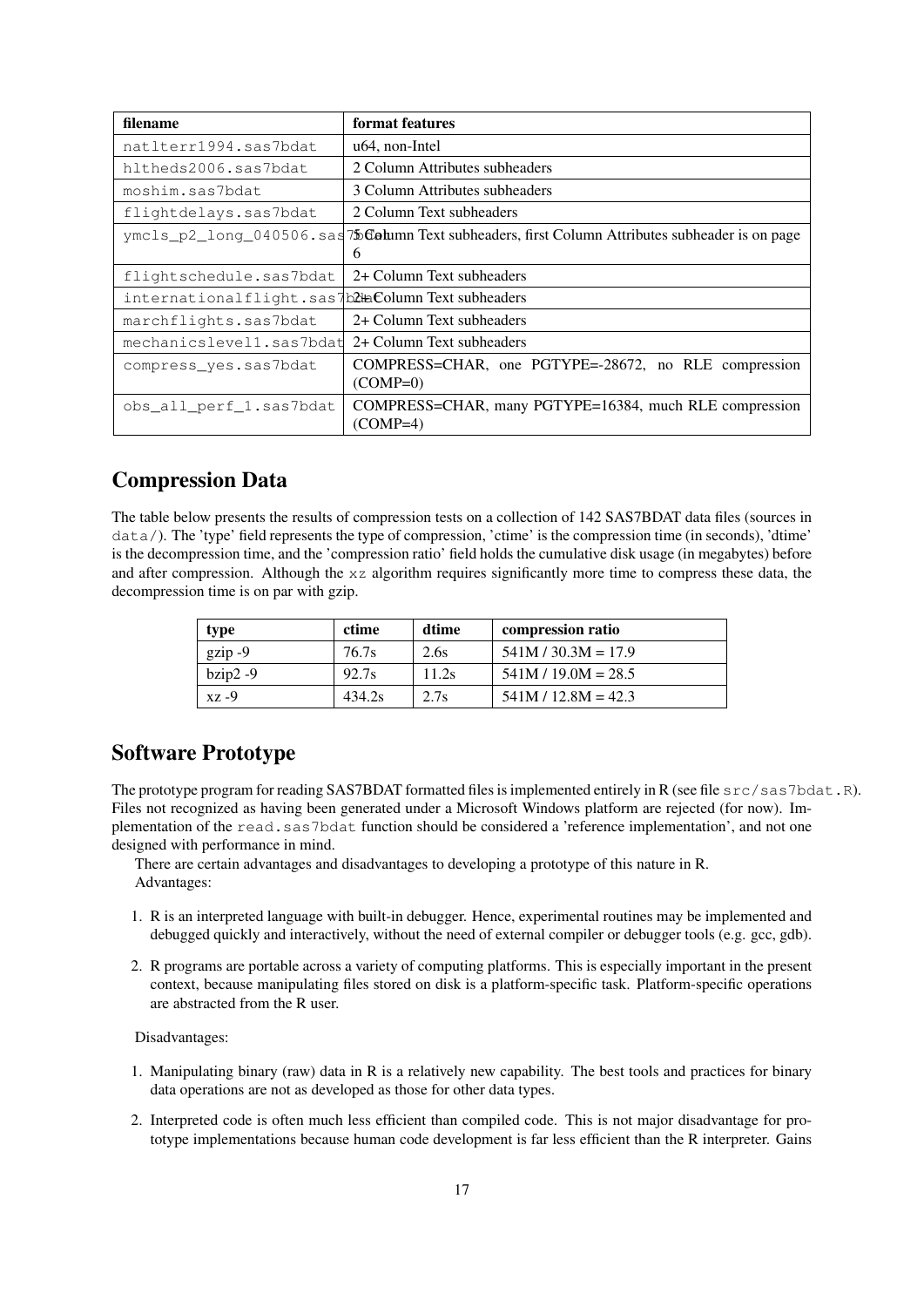| filename | format features |
| --- | --- |
| natlterr1994.sas7bdat | u64, non-Intel |
| hltheds2006.sas7bdat | 2 Column Attributes subheaders |
| moshim.sas7bdat | 3 Column Attributes subheaders |
| flightdelays.sas7bdat | 2 Column Text subheaders |
| ymcls_p2_long_040506.sas7bdat | 5 Column Text subheaders, first Column Attributes subheader is on page 6 |
| flightschedule.sas7bdat | 2+ Column Text subheaders |
| internationalflight.sas7bdat | 2+ Column Text subheaders |
| marchflights.sas7bdat | 2+ Column Text subheaders |
| mechanicslevel1.sas7bdat | 2+ Column Text subheaders |
| compress_yes.sas7bdat | COMPRESS=CHAR, one PGTYPE=-28672, no RLE compression (COMP=0) |
| obs_all_perf_1.sas7bdat | COMPRESS=CHAR, many PGTYPE=16384, much RLE compression (COMP=4) |

## Compression Data

The table below presents the results of compression tests on a collection of 142 SAS7BDAT data files (sources in `data/`). The 'type' field represents the type of compression, 'ctime' is the compression time (in seconds), 'dtime' is the decompression time, and the 'compression ratio' field holds the cumulative disk usage (in megabytes) before and after compression. Although the `xz` algorithm requires significantly more time to compress these data, the decompression time is on par with gzip.

| type | ctime | dtime | compression ratio |
| --- | --- | --- | --- |
| gzip -9 | 76.7s | 2.6s | 541M / 30.3M = 17.9 |
| bzip2 -9 | 92.7s | 11.2s | 541M / 19.0M = 28.5 |
| xz -9 | 434.2s | 2.7s | 541M / 12.8M = 42.3 |

## Software Prototype

The prototype program for reading SAS7BDAT formatted files is implemented entirely in R (see file `src/sas7bdat.R`). Files not recognized as having been generated under a Microsoft Windows platform are rejected (for now). Implementation of the `read.sas7bdat` function should be considered a 'reference implementation', and not one designed with performance in mind.

There are certain advantages and disadvantages to developing a prototype of this nature in R.

Advantages:

1. R is an interpreted language with built-in debugger. Hence, experimental routines may be implemented and debugged quickly and interactively, without the need of external compiler or debugger tools (e.g. gcc, gdb).
2. R programs are portable across a variety of computing platforms. This is especially important in the present context, because manipulating files stored on disk is a platform-specific task. Platform-specific operations are abstracted from the R user.

Disadvantages:

1. Manipulating binary (raw) data in R is a relatively new capability. The best tools and practices for binary data operations are not as developed as those for other data types.
2. Interpreted code is often much less efficient than compiled code. This is not major disadvantage for prototype implementations because human code development is far less efficient than the R interpreter. Gains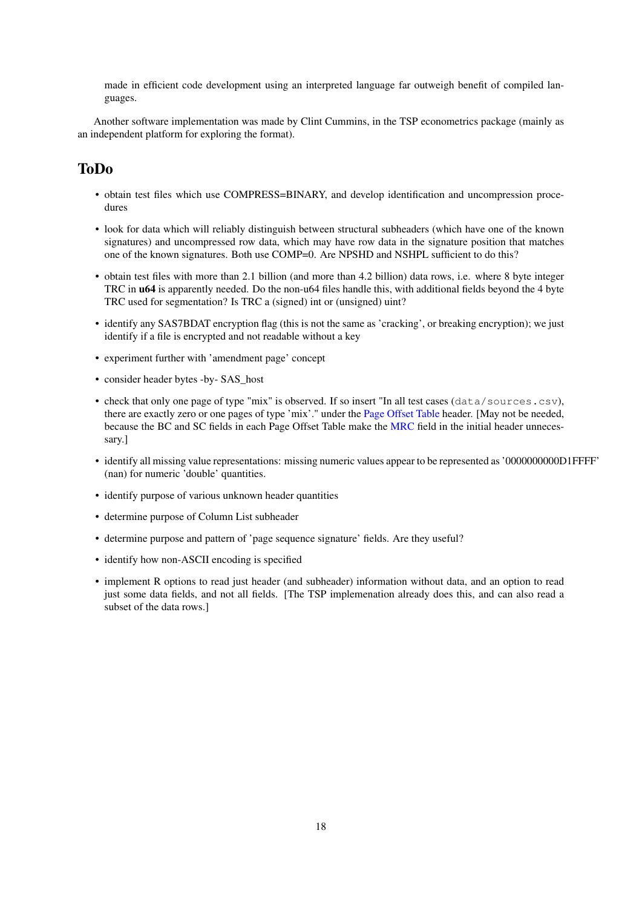made in efficient code development using an interpreted language far outweigh benefit of compiled languages.

Another software implementation was made by Clint Cummins, in the TSP econometrics package (mainly as an independent platform for exploring the format).

## ToDo

- obtain test files which use COMPRESS=BINARY, and develop identification and uncompression procedures
- look for data which will reliably distinguish between structural subheaders (which have one of the known signatures) and uncompressed row data, which may have row data in the signature position that matches one of the known signatures. Both use COMP=0. Are NPSHD and NSHPL sufficient to do this?
- obtain test files with more than 2.1 billion (and more than 4.2 billion) data rows, i.e. where 8 byte integer TRC in **u64** is apparently needed. Do the non-u64 files handle this, with additional fields beyond the 4 byte TRC used for segmentation? Is TRC a (signed) int or (unsigned) uint?
- identify any SAS7BDAT encryption flag (this is not the same as 'cracking', or breaking encryption); we just identify if a file is encrypted and not readable without a key
- experiment further with 'amendment page' concept
- consider header bytes -by- SAS_host
- check that only one page of type "mix" is observed. If so insert "In all test cases (`data/sources.csv`), there are exactly zero or one pages of type 'mix'." under the Page Offset Table header. [May not be needed, because the BC and SC fields in each Page Offset Table make the MRC field in the initial header unnecessary.]
- identify all missing value representations: missing numeric values appear to be represented as '0000000000D1FFFF' (nan) for numeric 'double' quantities.
- identify purpose of various unknown header quantities
- determine purpose of Column List subheader
- determine purpose and pattern of 'page sequence signature' fields. Are they useful?
- identify how non-ASCII encoding is specified
- implement R options to read just header (and subheader) information without data, and an option to read just some data fields, and not all fields. [The TSP implemenation already does this, and can also read a subset of the data rows.]